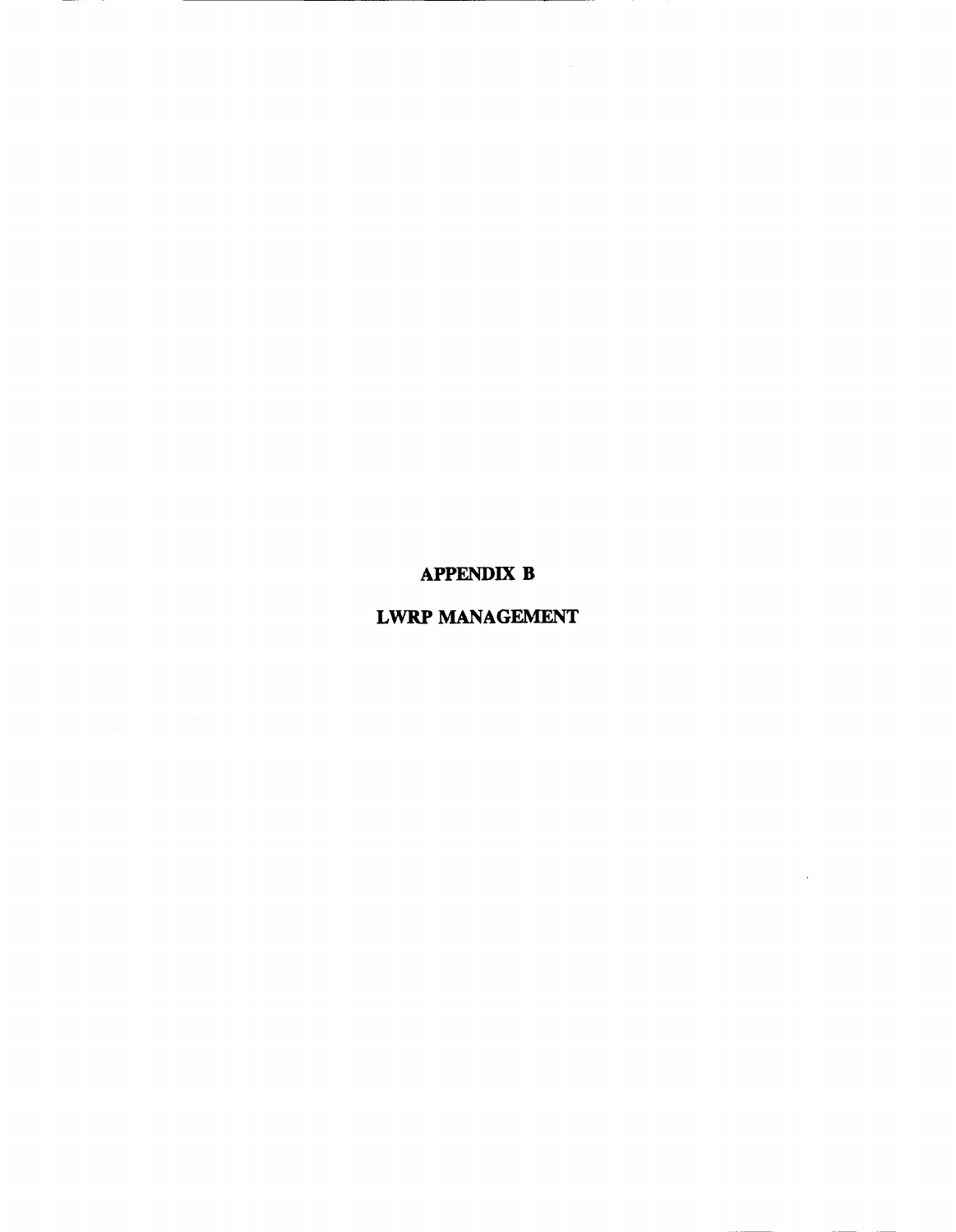# APPENDIX B

# LWRP MANAGEMENT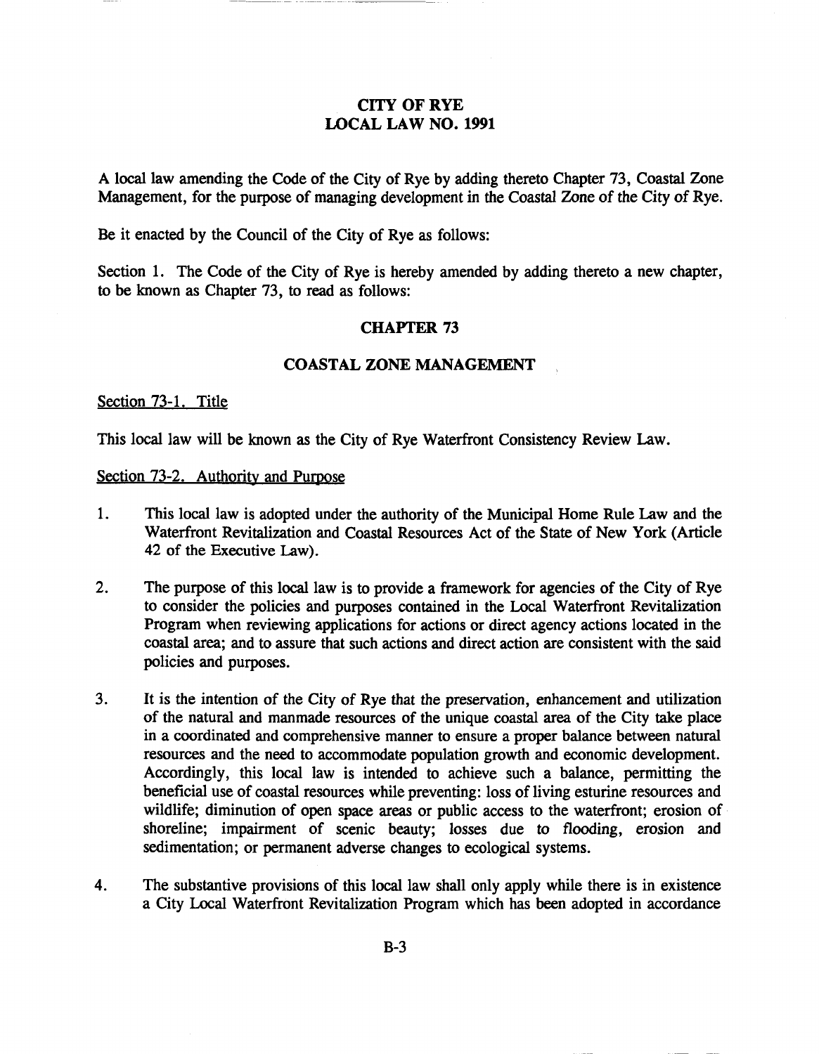# CITY OF RYE
# LOCAL LAW NO. 1991

A local law amending the Code of the City of Rye by adding thereto Chapter 73, Coastal Zone Management, for the purpose of managing development in the Coastal Zone of the City of Rye.

Be it enacted by the Council of the City of Rye as follows:

Section 1. The Code of the City of Rye is hereby amended by adding thereto a new chapter, to be known as Chapter 73, to read as follows:

## CHAPTER 73

## COASTAL ZONE MANAGEMENT

Section 73-1. Title

This local law will be known as the City of Rye Waterfront Consistency Review Law.

Section 73-2. Authority and Purpose

1. This local law is adopted under the authority of the Municipal Home Rule Law and the Waterfront Revitalization and Coastal Resources Act of the State of New York (Article 42 of the Executive Law).

2. The purpose of this local law is to provide a framework for agencies of the City of Rye to consider the policies and purposes contained in the Local Waterfront Revitalization Program when reviewing applications for actions or direct agency actions located in the coastal area; and to assure that such actions and direct action are consistent with the said policies and purposes.

3. It is the intention of the City of Rye that the preservation, enhancement and utilization of the natural and manmade resources of the unique coastal area of the City take place in a coordinated and comprehensive manner to ensure a proper balance between natural resources and the need to accommodate population growth and economic development. Accordingly, this local law is intended to achieve such a balance, permitting the beneficial use of coastal resources while preventing: loss of living esturine resources and wildlife; diminution of open space areas or public access to the waterfront; erosion of shoreline; impairment of scenic beauty; losses due to flooding, erosion and sedimentation; or permanent adverse changes to ecological systems.

4. The substantive provisions of this local law shall only apply while there is in existence a City Local Waterfront Revitalization Program which has been adopted in accordance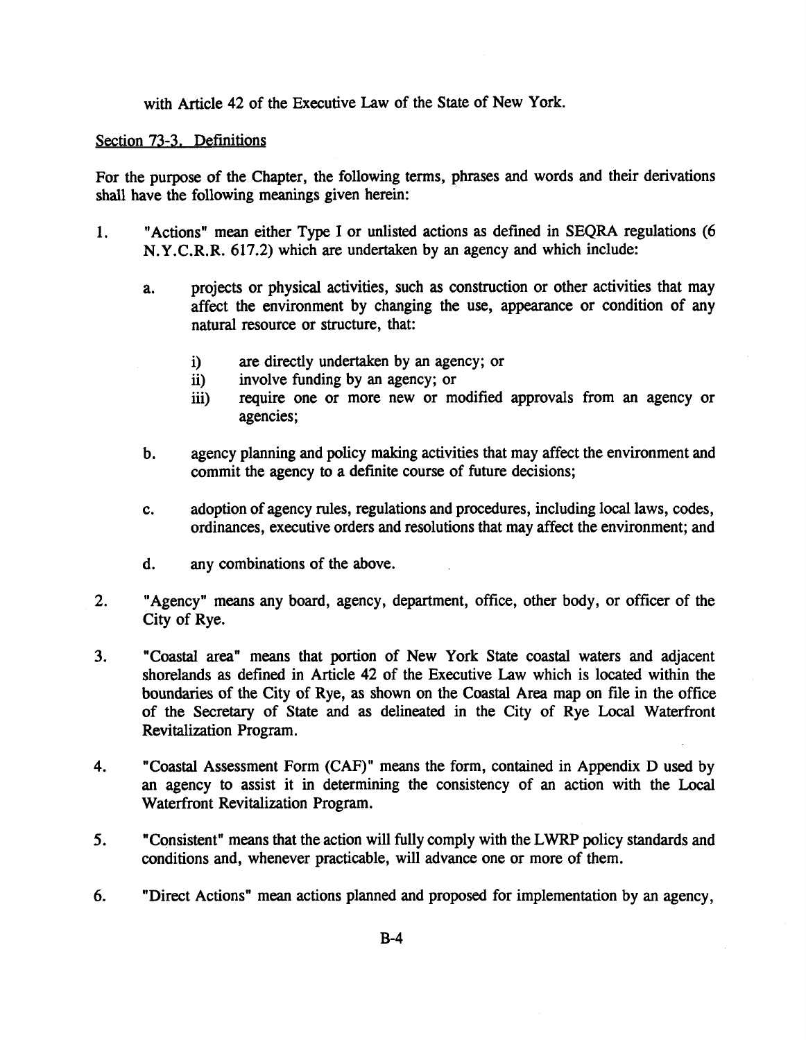with Article 42 of the Executive Law of the State of New York.

Section 73-3. Definitions

For the purpose of the Chapter, the following terms, phrases and words and their derivations shall have the following meanings given herein:

1. "Actions" mean either Type I or unlisted actions as defined in SEQRA regulations (6 N.Y.C.R.R. 617.2) which are undertaken by an agency and which include:

   a. projects or physical activities, such as construction or other activities that may affect the environment by changing the use, appearance or condition of any natural resource or structure, that:

      i) are directly undertaken by an agency; or
      ii) involve funding by an agency; or
      iii) require one or more new or modified approvals from an agency or agencies;

   b. agency planning and policy making activities that may affect the environment and commit the agency to a definite course of future decisions;

   c. adoption of agency rules, regulations and procedures, including local laws, codes, ordinances, executive orders and resolutions that may affect the environment; and

   d. any combinations of the above.

2. "Agency" means any board, agency, department, office, other body, or officer of the City of Rye.

3. "Coastal area" means that portion of New York State coastal waters and adjacent shorelands as defined in Article 42 of the Executive Law which is located within the boundaries of the City of Rye, as shown on the Coastal Area map on file in the office of the Secretary of State and as delineated in the City of Rye Local Waterfront Revitalization Program.

4. "Coastal Assessment Form (CAF)" means the form, contained in Appendix D used by an agency to assist it in determining the consistency of an action with the Local Waterfront Revitalization Program.

5. "Consistent" means that the action will fully comply with the LWRP policy standards and conditions and, whenever practicable, will advance one or more of them.

6. "Direct Actions" mean actions planned and proposed for implementation by an agency,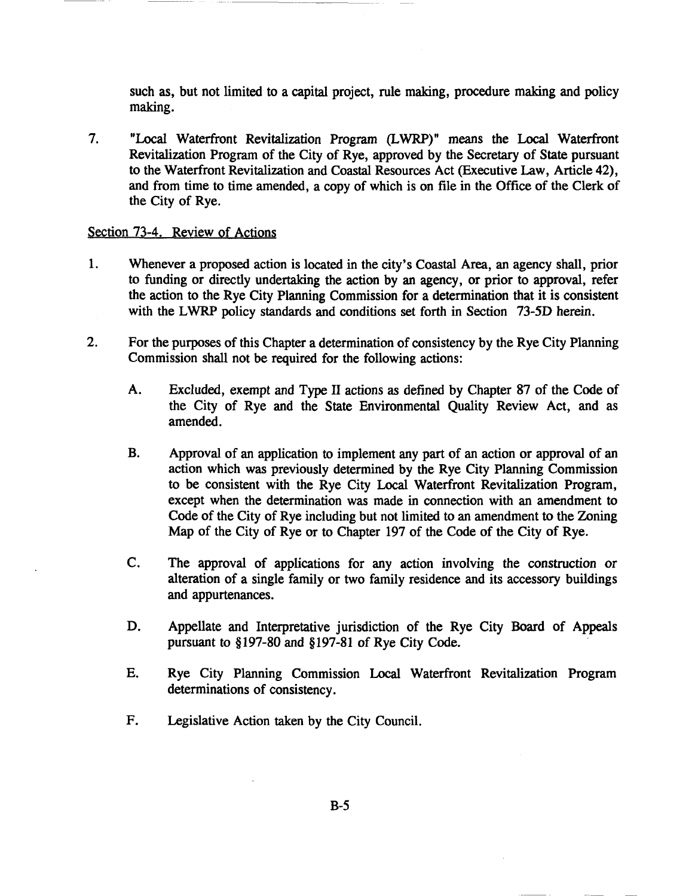such as, but not limited to a capital project, rule making, procedure making and policy making.

7. "Local Waterfront Revitalization Program (LWRP)" means the Local Waterfront Revitalization Program of the City of Rye, approved by the Secretary of State pursuant to the Waterfront Revitalization and Coastal Resources Act (Executive Law, Article 42), and from time to time amended, a copy of which is on file in the Office of the Clerk of the City of Rye.

Section 73-4. Review of Actions

1. Whenever a proposed action is located in the city's Coastal Area, an agency shall, prior to funding or directly undertaking the action by an agency, or prior to approval, refer the action to the Rye City Planning Commission for a determination that it is consistent with the LWRP policy standards and conditions set forth in Section 73-5D herein.

2. For the purposes of this Chapter a determination of consistency by the Rye City Planning Commission shall not be required for the following actions:

   A. Excluded, exempt and Type II actions as defined by Chapter 87 of the Code of the City of Rye and the State Environmental Quality Review Act, and as amended.

   B. Approval of an application to implement any part of an action or approval of an action which was previously determined by the Rye City Planning Commission to be consistent with the Rye City Local Waterfront Revitalization Program, except when the determination was made in connection with an amendment to Code of the City of Rye including but not limited to an amendment to the Zoning Map of the City of Rye or to Chapter 197 of the Code of the City of Rye.

   C. The approval of applications for any action involving the construction or alteration of a single family or two family residence and its accessory buildings and appurtenances.

   D. Appellate and Interpretative jurisdiction of the Rye City Board of Appeals pursuant to §197-80 and §197-81 of Rye City Code.

   E. Rye City Planning Commission Local Waterfront Revitalization Program determinations of consistency.

   F. Legislative Action taken by the City Council.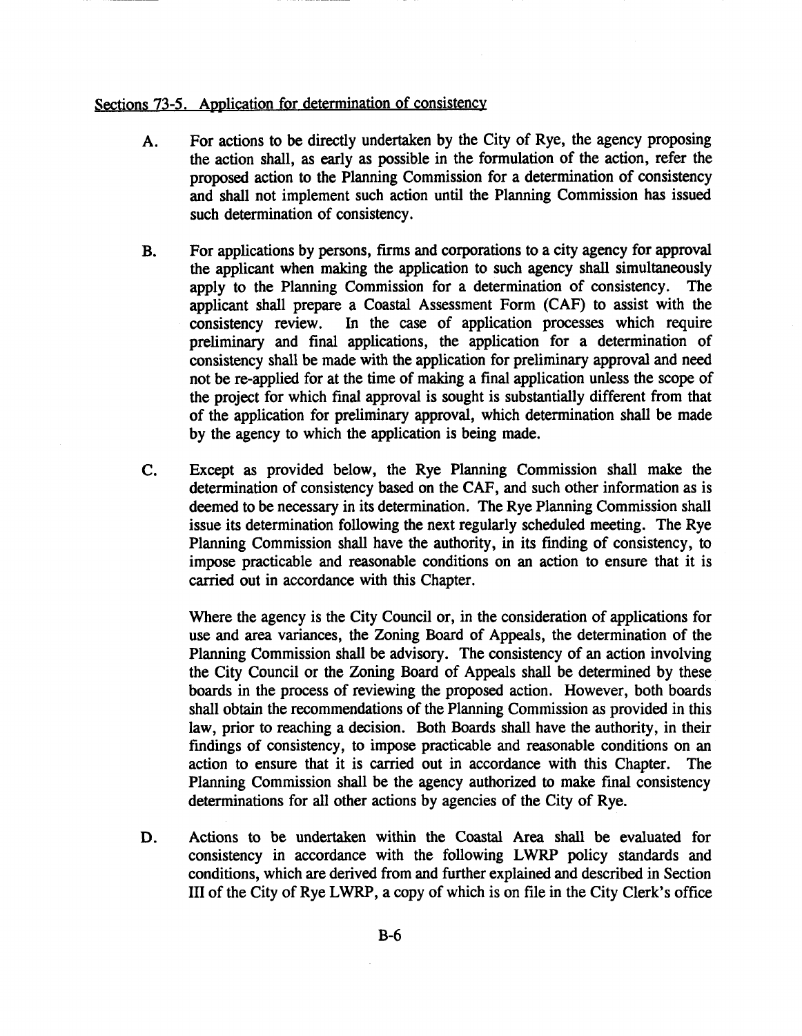Sections 73-5. Application for determination of consistency

A. For actions to be directly undertaken by the City of Rye, the agency proposing the action shall, as early as possible in the formulation of the action, refer the proposed action to the Planning Commission for a determination of consistency and shall not implement such action until the Planning Commission has issued such determination of consistency.

B. For applications by persons, firms and corporations to a city agency for approval the applicant when making the application to such agency shall simultaneously apply to the Planning Commission for a determination of consistency. The applicant shall prepare a Coastal Assessment Form (CAF) to assist with the consistency review. In the case of application processes which require preliminary and final applications, the application for a determination of consistency shall be made with the application for preliminary approval and need not be re-applied for at the time of making a final application unless the scope of the project for which final approval is sought is substantially different from that of the application for preliminary approval, which determination shall be made by the agency to which the application is being made.

C. Except as provided below, the Rye Planning Commission shall make the determination of consistency based on the CAF, and such other information as is deemed to be necessary in its determination. The Rye Planning Commission shall issue its determination following the next regularly scheduled meeting. The Rye Planning Commission shall have the authority, in its finding of consistency, to impose practicable and reasonable conditions on an action to ensure that it is carried out in accordance with this Chapter.

   Where the agency is the City Council or, in the consideration of applications for use and area variances, the Zoning Board of Appeals, the determination of the Planning Commission shall be advisory. The consistency of an action involving the City Council or the Zoning Board of Appeals shall be determined by these boards in the process of reviewing the proposed action. However, both boards shall obtain the recommendations of the Planning Commission as provided in this law, prior to reaching a decision. Both Boards shall have the authority, in their findings of consistency, to impose practicable and reasonable conditions on an action to ensure that it is carried out in accordance with this Chapter. The Planning Commission shall be the agency authorized to make final consistency determinations for all other actions by agencies of the City of Rye.

D. Actions to be undertaken within the Coastal Area shall be evaluated for consistency in accordance with the following LWRP policy standards and conditions, which are derived from and further explained and described in Section III of the City of Rye LWRP, a copy of which is on file in the City Clerk's office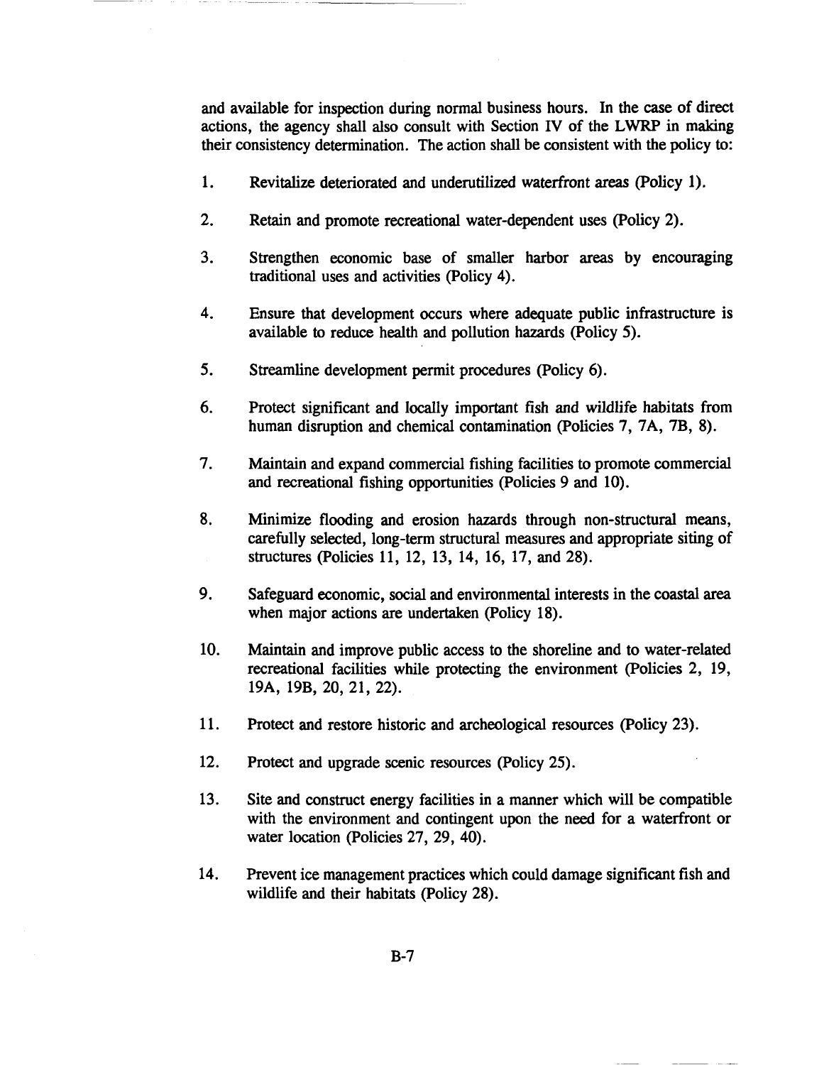and available for inspection during normal business hours. In the case of direct actions, the agency shall also consult with Section IV of the LWRP in making their consistency determination. The action shall be consistent with the policy to:

1. Revitalize deteriorated and underutilized waterfront areas (Policy 1).

2. Retain and promote recreational water-dependent uses (Policy 2).

3. Strengthen economic base of smaller harbor areas by encouraging traditional uses and activities (Policy 4).

4. Ensure that development occurs where adequate public infrastructure is available to reduce health and pollution hazards (Policy 5).

5. Streamline development permit procedures (Policy 6).

6. Protect significant and locally important fish and wildlife habitats from human disruption and chemical contamination (Policies 7, 7A, 7B, 8).

7. Maintain and expand commercial fishing facilities to promote commercial and recreational fishing opportunities (Policies 9 and 10).

8. Minimize flooding and erosion hazards through non-structural means, carefully selected, long-term structural measures and appropriate siting of structures (Policies 11, 12, 13, 14, 16, 17, and 28).

9. Safeguard economic, social and environmental interests in the coastal area when major actions are undertaken (Policy 18).

10. Maintain and improve public access to the shoreline and to water-related recreational facilities while protecting the environment (Policies 2, 19, 19A, 19B, 20, 21, 22).

11. Protect and restore historic and archeological resources (Policy 23).

12. Protect and upgrade scenic resources (Policy 25).

13. Site and construct energy facilities in a manner which will be compatible with the environment and contingent upon the need for a waterfront or water location (Policies 27, 29, 40).

14. Prevent ice management practices which could damage significant fish and wildlife and their habitats (Policy 28).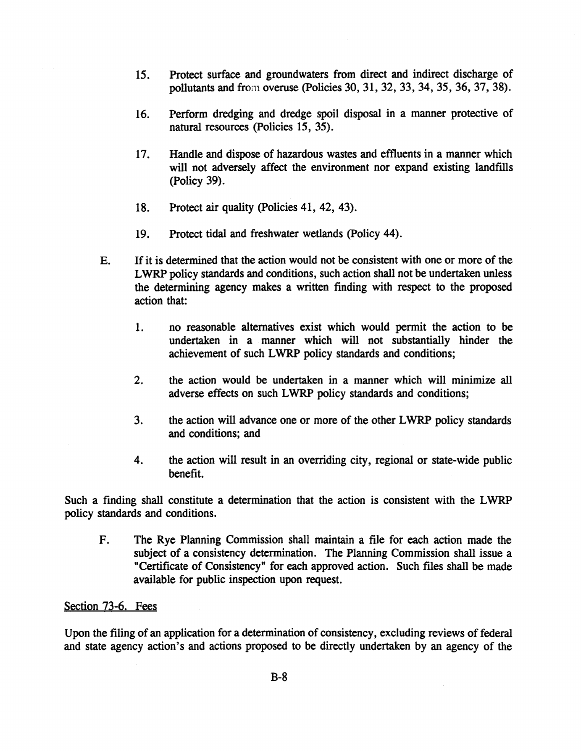15. Protect surface and groundwaters from direct and indirect discharge of pollutants and from overuse (Policies 30, 31, 32, 33, 34, 35, 36, 37, 38).

16. Perform dredging and dredge spoil disposal in a manner protective of natural resources (Policies 15, 35).

17. Handle and dispose of hazardous wastes and effluents in a manner which will not adversely affect the environment nor expand existing landfills (Policy 39).

18. Protect air quality (Policies 41, 42, 43).

19. Protect tidal and freshwater wetlands (Policy 44).

E. If it is determined that the action would not be consistent with one or more of the LWRP policy standards and conditions, such action shall not be undertaken unless the determining agency makes a written finding with respect to the proposed action that:

   1. no reasonable alternatives exist which would permit the action to be undertaken in a manner which will not substantially hinder the achievement of such LWRP policy standards and conditions;

   2. the action would be undertaken in a manner which will minimize all adverse effects on such LWRP policy standards and conditions;

   3. the action will advance one or more of the other LWRP policy standards and conditions; and

   4. the action will result in an overriding city, regional or state-wide public benefit.

Such a finding shall constitute a determination that the action is consistent with the LWRP policy standards and conditions.

F. The Rye Planning Commission shall maintain a file for each action made the subject of a consistency determination. The Planning Commission shall issue a "Certificate of Consistency" for each approved action. Such files shall be made available for public inspection upon request.

Section 73-6. Fees

Upon the filing of an application for a determination of consistency, excluding reviews of federal and state agency action's and actions proposed to be directly undertaken by an agency of the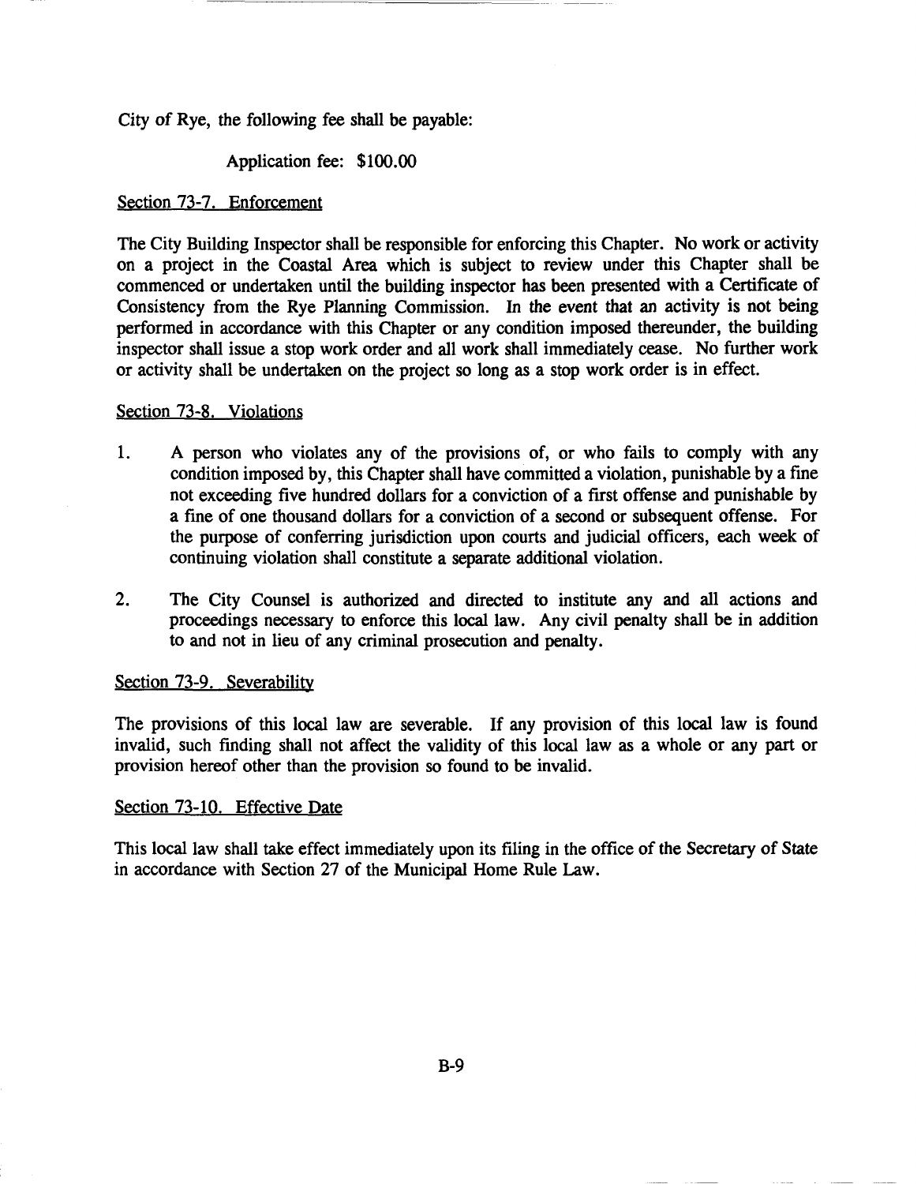City of Rye, the following fee shall be payable:

Application fee: $100.00

Section 73-7. Enforcement

The City Building Inspector shall be responsible for enforcing this Chapter. No work or activity on a project in the Coastal Area which is subject to review under this Chapter shall be commenced or undertaken until the building inspector has been presented with a Certificate of Consistency from the Rye Planning Commission. In the event that an activity is not being performed in accordance with this Chapter or any condition imposed thereunder, the building inspector shall issue a stop work order and all work shall immediately cease. No further work or activity shall be undertaken on the project so long as a stop work order is in effect.

Section 73-8. Violations

1. A person who violates any of the provisions of, or who fails to comply with any condition imposed by, this Chapter shall have committed a violation, punishable by a fine not exceeding five hundred dollars for a conviction of a first offense and punishable by a fine of one thousand dollars for a conviction of a second or subsequent offense. For the purpose of conferring jurisdiction upon courts and judicial officers, each week of continuing violation shall constitute a separate additional violation.

2. The City Counsel is authorized and directed to institute any and all actions and proceedings necessary to enforce this local law. Any civil penalty shall be in addition to and not in lieu of any criminal prosecution and penalty.

Section 73-9. Severability

The provisions of this local law are severable. If any provision of this local law is found invalid, such finding shall not affect the validity of this local law as a whole or any part or provision hereof other than the provision so found to be invalid.

Section 73-10. Effective Date

This local law shall take effect immediately upon its filing in the office of the Secretary of State in accordance with Section 27 of the Municipal Home Rule Law.